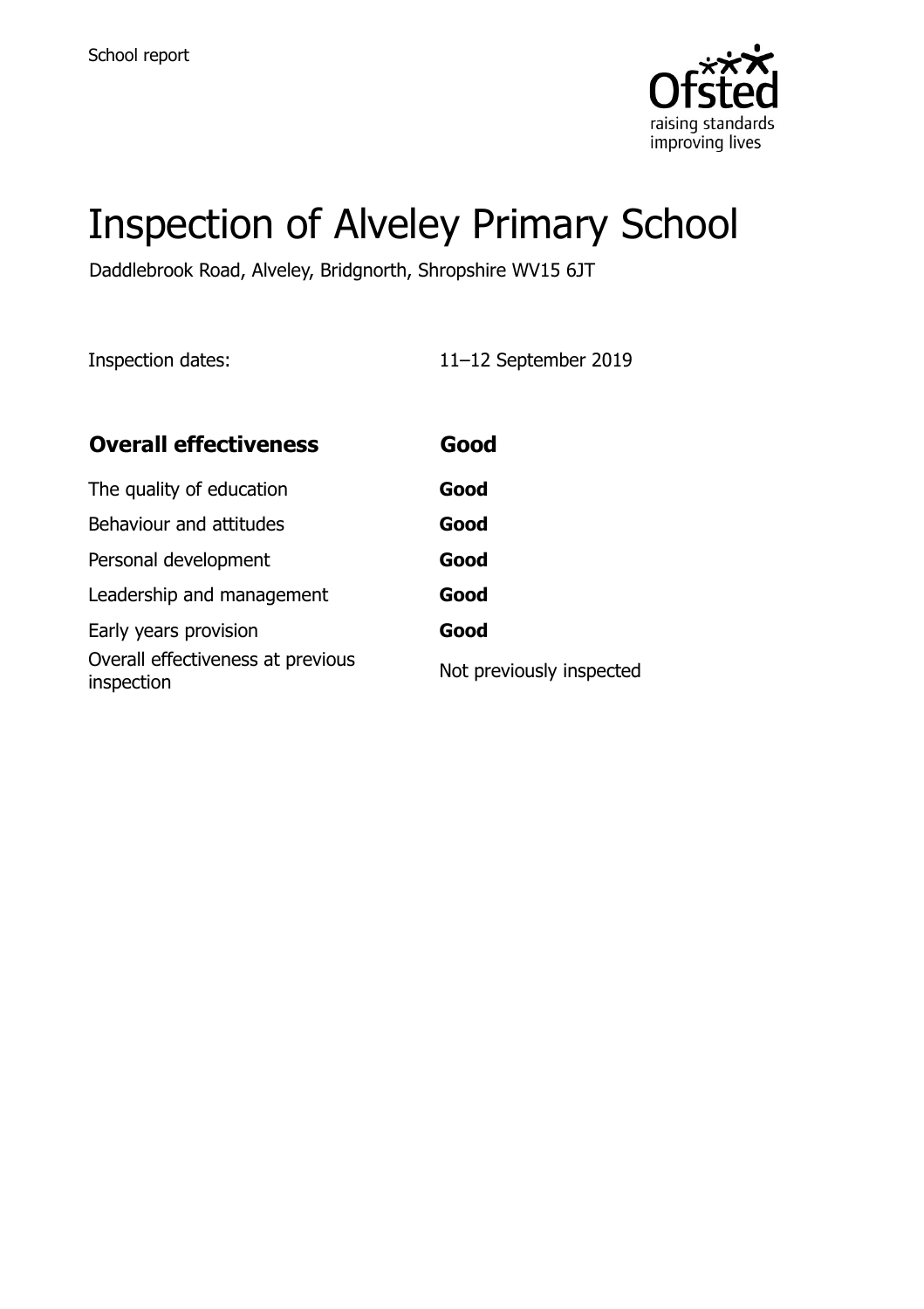School report

# Inspection of Alveley Primary School

Daddlebrook Road, Alveley, Bridgnorth, Shropshire WV15 6JT

| Inspection dates: | 11–12 September 2019 |
| --- | --- |

| **Overall effectiveness** | **Good** |
| --- | --- |
| The quality of education | **Good** |
| Behaviour and attitudes | **Good** |
| Personal development | **Good** |
| Leadership and management | **Good** |
| Early years provision | **Good** |
| Overall effectiveness at previous inspection | Not previously inspected |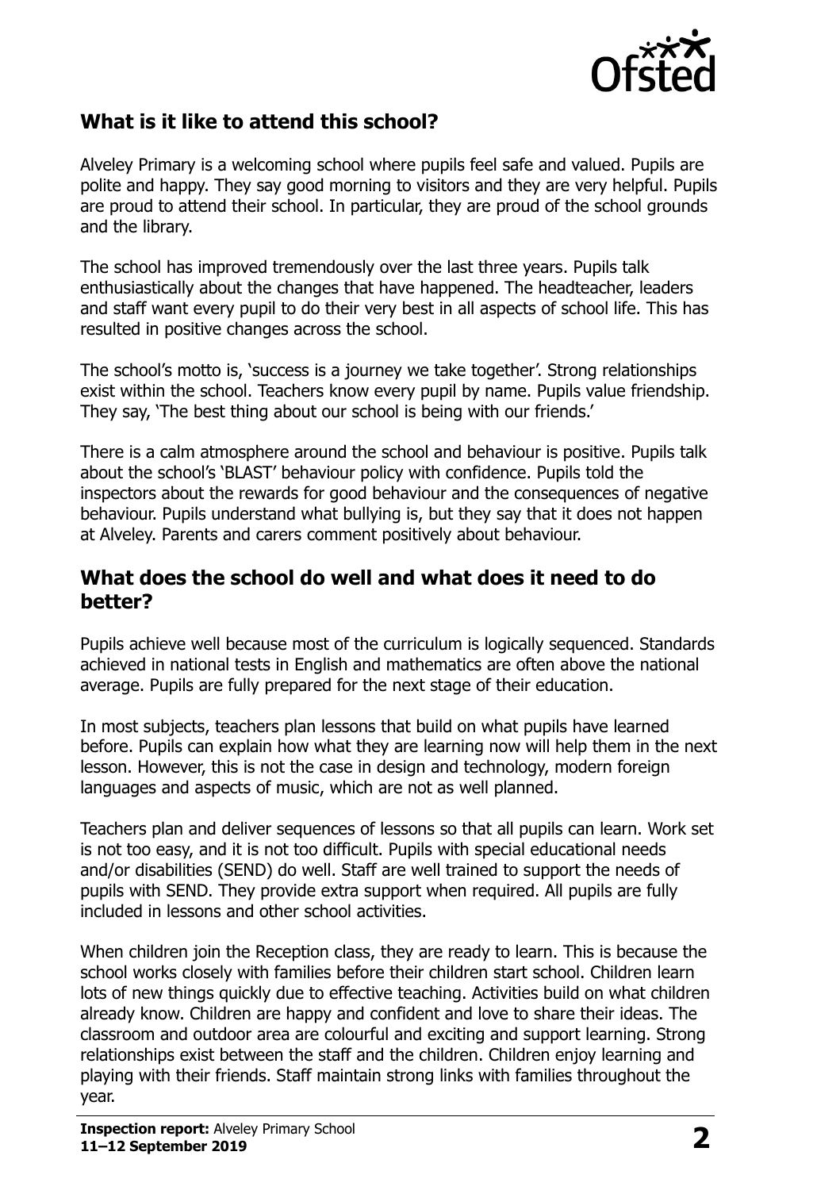## What is it like to attend this school?

Alveley Primary is a welcoming school where pupils feel safe and valued. Pupils are polite and happy. They say good morning to visitors and they are very helpful. Pupils are proud to attend their school. In particular, they are proud of the school grounds and the library.

The school has improved tremendously over the last three years. Pupils talk enthusiastically about the changes that have happened. The headteacher, leaders and staff want every pupil to do their very best in all aspects of school life. This has resulted in positive changes across the school.

The school's motto is, 'success is a journey we take together'. Strong relationships exist within the school. Teachers know every pupil by name. Pupils value friendship. They say, 'The best thing about our school is being with our friends.'

There is a calm atmosphere around the school and behaviour is positive. Pupils talk about the school's 'BLAST' behaviour policy with confidence. Pupils told the inspectors about the rewards for good behaviour and the consequences of negative behaviour. Pupils understand what bullying is, but they say that it does not happen at Alveley. Parents and carers comment positively about behaviour.

## What does the school do well and what does it need to do better?

Pupils achieve well because most of the curriculum is logically sequenced. Standards achieved in national tests in English and mathematics are often above the national average. Pupils are fully prepared for the next stage of their education.

In most subjects, teachers plan lessons that build on what pupils have learned before. Pupils can explain how what they are learning now will help them in the next lesson. However, this is not the case in design and technology, modern foreign languages and aspects of music, which are not as well planned.

Teachers plan and deliver sequences of lessons so that all pupils can learn. Work set is not too easy, and it is not too difficult. Pupils with special educational needs and/or disabilities (SEND) do well. Staff are well trained to support the needs of pupils with SEND. They provide extra support when required. All pupils are fully included in lessons and other school activities.

When children join the Reception class, they are ready to learn. This is because the school works closely with families before their children start school. Children learn lots of new things quickly due to effective teaching. Activities build on what children already know. Children are happy and confident and love to share their ideas. The classroom and outdoor area are colourful and exciting and support learning. Strong relationships exist between the staff and the children. Children enjoy learning and playing with their friends. Staff maintain strong links with families throughout the year.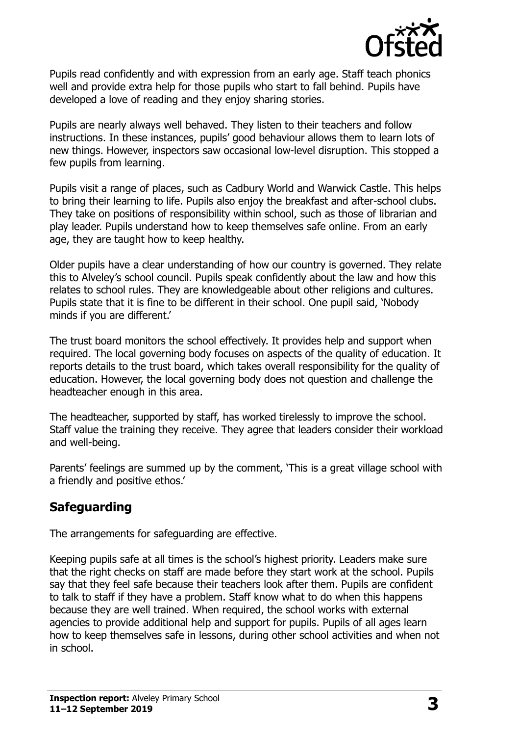Pupils read confidently and with expression from an early age. Staff teach phonics well and provide extra help for those pupils who start to fall behind. Pupils have developed a love of reading and they enjoy sharing stories.

Pupils are nearly always well behaved. They listen to their teachers and follow instructions. In these instances, pupils' good behaviour allows them to learn lots of new things. However, inspectors saw occasional low-level disruption. This stopped a few pupils from learning.

Pupils visit a range of places, such as Cadbury World and Warwick Castle. This helps to bring their learning to life. Pupils also enjoy the breakfast and after-school clubs. They take on positions of responsibility within school, such as those of librarian and play leader. Pupils understand how to keep themselves safe online. From an early age, they are taught how to keep healthy.

Older pupils have a clear understanding of how our country is governed. They relate this to Alveley's school council. Pupils speak confidently about the law and how this relates to school rules. They are knowledgeable about other religions and cultures. Pupils state that it is fine to be different in their school. One pupil said, 'Nobody minds if you are different.'

The trust board monitors the school effectively. It provides help and support when required. The local governing body focuses on aspects of the quality of education. It reports details to the trust board, which takes overall responsibility for the quality of education. However, the local governing body does not question and challenge the headteacher enough in this area.

The headteacher, supported by staff, has worked tirelessly to improve the school. Staff value the training they receive. They agree that leaders consider their workload and well-being.

Parents' feelings are summed up by the comment, 'This is a great village school with a friendly and positive ethos.'

## Safeguarding

The arrangements for safeguarding are effective.

Keeping pupils safe at all times is the school's highest priority. Leaders make sure that the right checks on staff are made before they start work at the school. Pupils say that they feel safe because their teachers look after them. Pupils are confident to talk to staff if they have a problem. Staff know what to do when this happens because they are well trained. When required, the school works with external agencies to provide additional help and support for pupils. Pupils of all ages learn how to keep themselves safe in lessons, during other school activities and when not in school.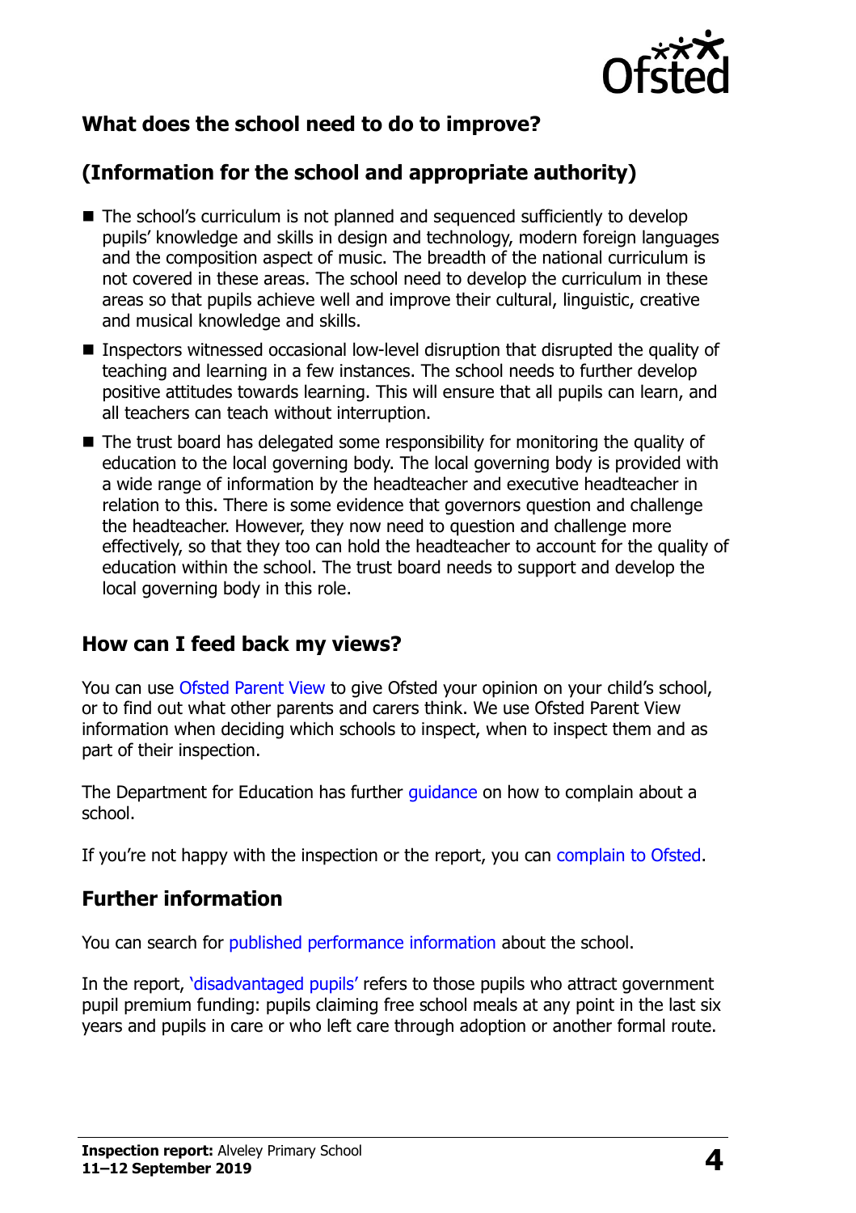## What does the school need to do to improve?

## (Information for the school and appropriate authority)

- The school's curriculum is not planned and sequenced sufficiently to develop pupils' knowledge and skills in design and technology, modern foreign languages and the composition aspect of music. The breadth of the national curriculum is not covered in these areas. The school need to develop the curriculum in these areas so that pupils achieve well and improve their cultural, linguistic, creative and musical knowledge and skills.
- Inspectors witnessed occasional low-level disruption that disrupted the quality of teaching and learning in a few instances. The school needs to further develop positive attitudes towards learning. This will ensure that all pupils can learn, and all teachers can teach without interruption.
- The trust board has delegated some responsibility for monitoring the quality of education to the local governing body. The local governing body is provided with a wide range of information by the headteacher and executive headteacher in relation to this. There is some evidence that governors question and challenge the headteacher. However, they now need to question and challenge more effectively, so that they too can hold the headteacher to account for the quality of education within the school. The trust board needs to support and develop the local governing body in this role.

## How can I feed back my views?

You can use Ofsted Parent View to give Ofsted your opinion on your child's school, or to find out what other parents and carers think. We use Ofsted Parent View information when deciding which schools to inspect, when to inspect them and as part of their inspection.

The Department for Education has further guidance on how to complain about a school.

If you're not happy with the inspection or the report, you can complain to Ofsted.

## Further information

You can search for published performance information about the school.

In the report, 'disadvantaged pupils' refers to those pupils who attract government pupil premium funding: pupils claiming free school meals at any point in the last six years and pupils in care or who left care through adoption or another formal route.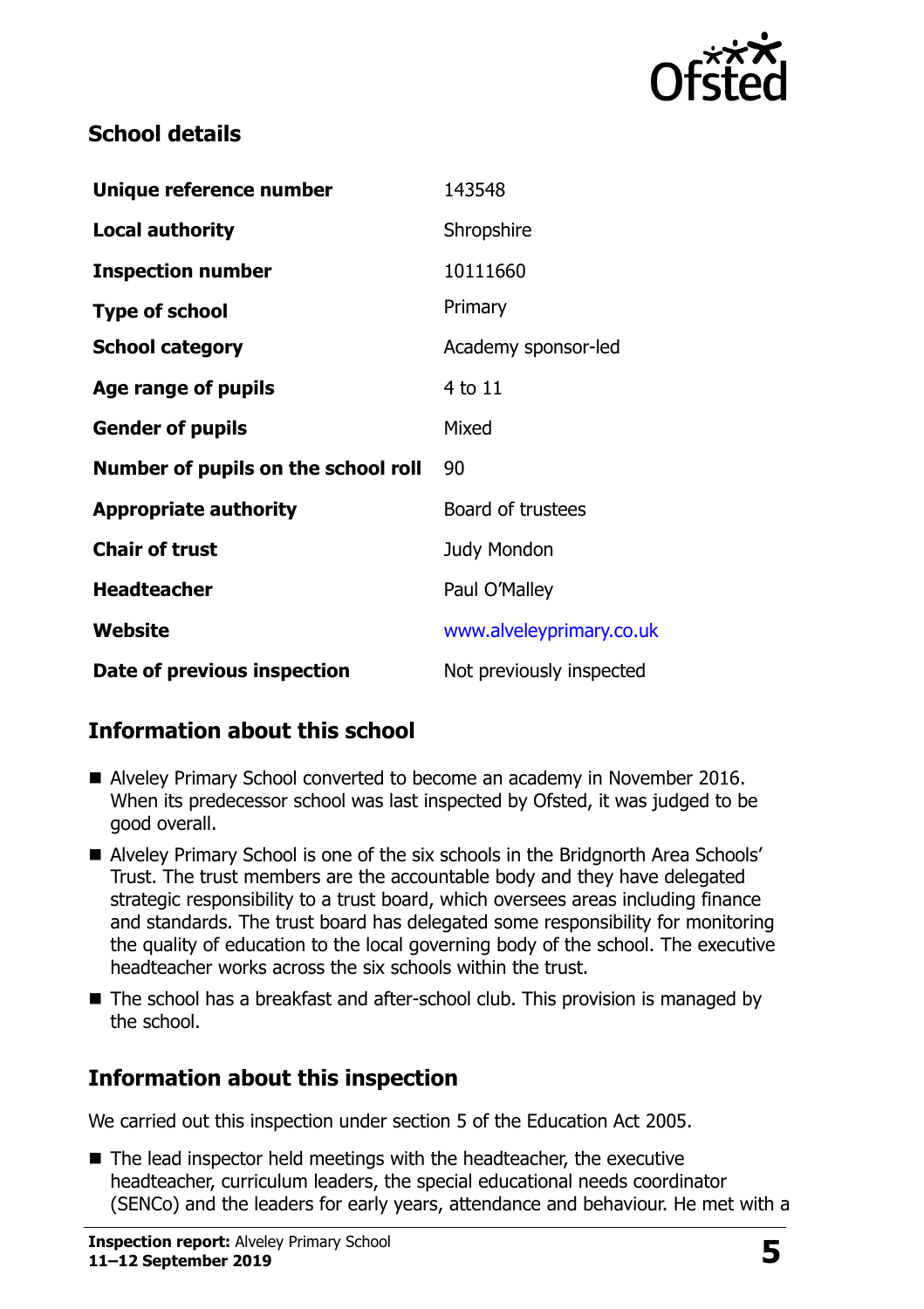## School details

| | |
|---|---|
| **Unique reference number** | 143548 |
| **Local authority** | Shropshire |
| **Inspection number** | 10111660 |
| **Type of school** | Primary |
| **School category** | Academy sponsor-led |
| **Age range of pupils** | 4 to 11 |
| **Gender of pupils** | Mixed |
| **Number of pupils on the school roll** | 90 |
| **Appropriate authority** | Board of trustees |
| **Chair of trust** | Judy Mondon |
| **Headteacher** | Paul O'Malley |
| **Website** | www.alveleyprimary.co.uk |
| **Date of previous inspection** | Not previously inspected |

## Information about this school

- Alveley Primary School converted to become an academy in November 2016. When its predecessor school was last inspected by Ofsted, it was judged to be good overall.
- Alveley Primary School is one of the six schools in the Bridgnorth Area Schools' Trust. The trust members are the accountable body and they have delegated strategic responsibility to a trust board, which oversees areas including finance and standards. The trust board has delegated some responsibility for monitoring the quality of education to the local governing body of the school. The executive headteacher works across the six schools within the trust.
- The school has a breakfast and after-school club. This provision is managed by the school.

## Information about this inspection

We carried out this inspection under section 5 of the Education Act 2005.

- The lead inspector held meetings with the headteacher, the executive headteacher, curriculum leaders, the special educational needs coordinator (SENCo) and the leaders for early years, attendance and behaviour. He met with a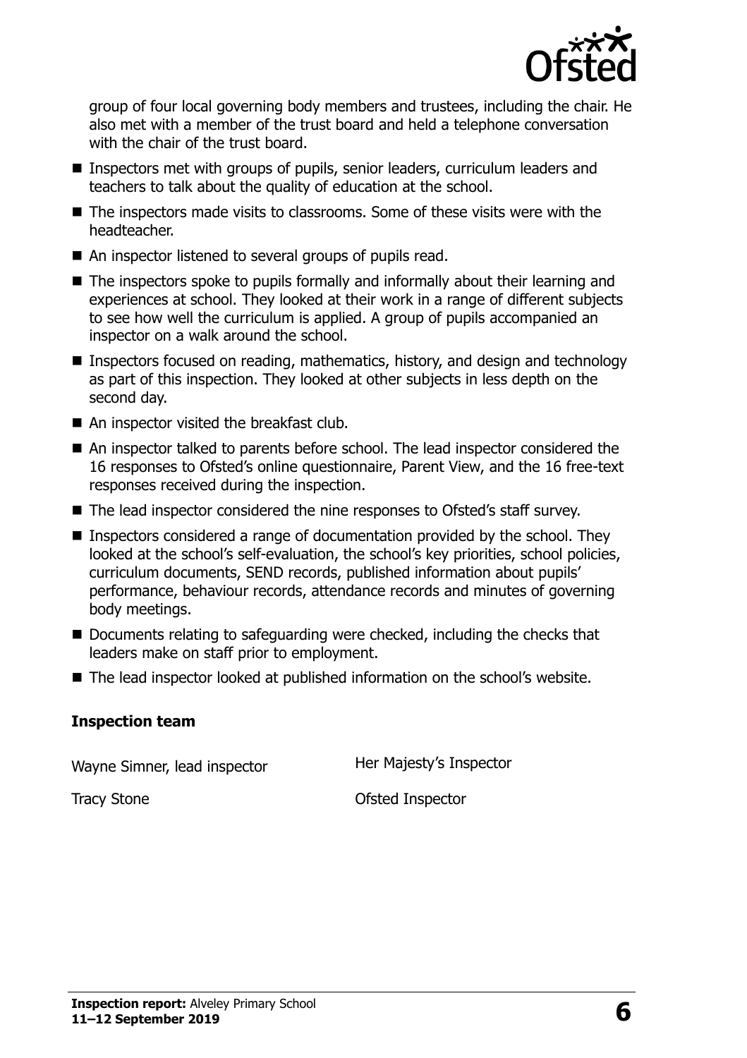group of four local governing body members and trustees, including the chair. He also met with a member of the trust board and held a telephone conversation with the chair of the trust board.

- Inspectors met with groups of pupils, senior leaders, curriculum leaders and teachers to talk about the quality of education at the school.
- The inspectors made visits to classrooms. Some of these visits were with the headteacher.
- An inspector listened to several groups of pupils read.
- The inspectors spoke to pupils formally and informally about their learning and experiences at school. They looked at their work in a range of different subjects to see how well the curriculum is applied. A group of pupils accompanied an inspector on a walk around the school.
- Inspectors focused on reading, mathematics, history, and design and technology as part of this inspection. They looked at other subjects in less depth on the second day.
- An inspector visited the breakfast club.
- An inspector talked to parents before school. The lead inspector considered the 16 responses to Ofsted's online questionnaire, Parent View, and the 16 free-text responses received during the inspection.
- The lead inspector considered the nine responses to Ofsted's staff survey.
- Inspectors considered a range of documentation provided by the school. They looked at the school's self-evaluation, the school's key priorities, school policies, curriculum documents, SEND records, published information about pupils' performance, behaviour records, attendance records and minutes of governing body meetings.
- Documents relating to safeguarding were checked, including the checks that leaders make on staff prior to employment.
- The lead inspector looked at published information on the school's website.

## Inspection team

| | |
|---|---|
| Wayne Simner, lead inspector | Her Majesty's Inspector |
| Tracy Stone | Ofsted Inspector |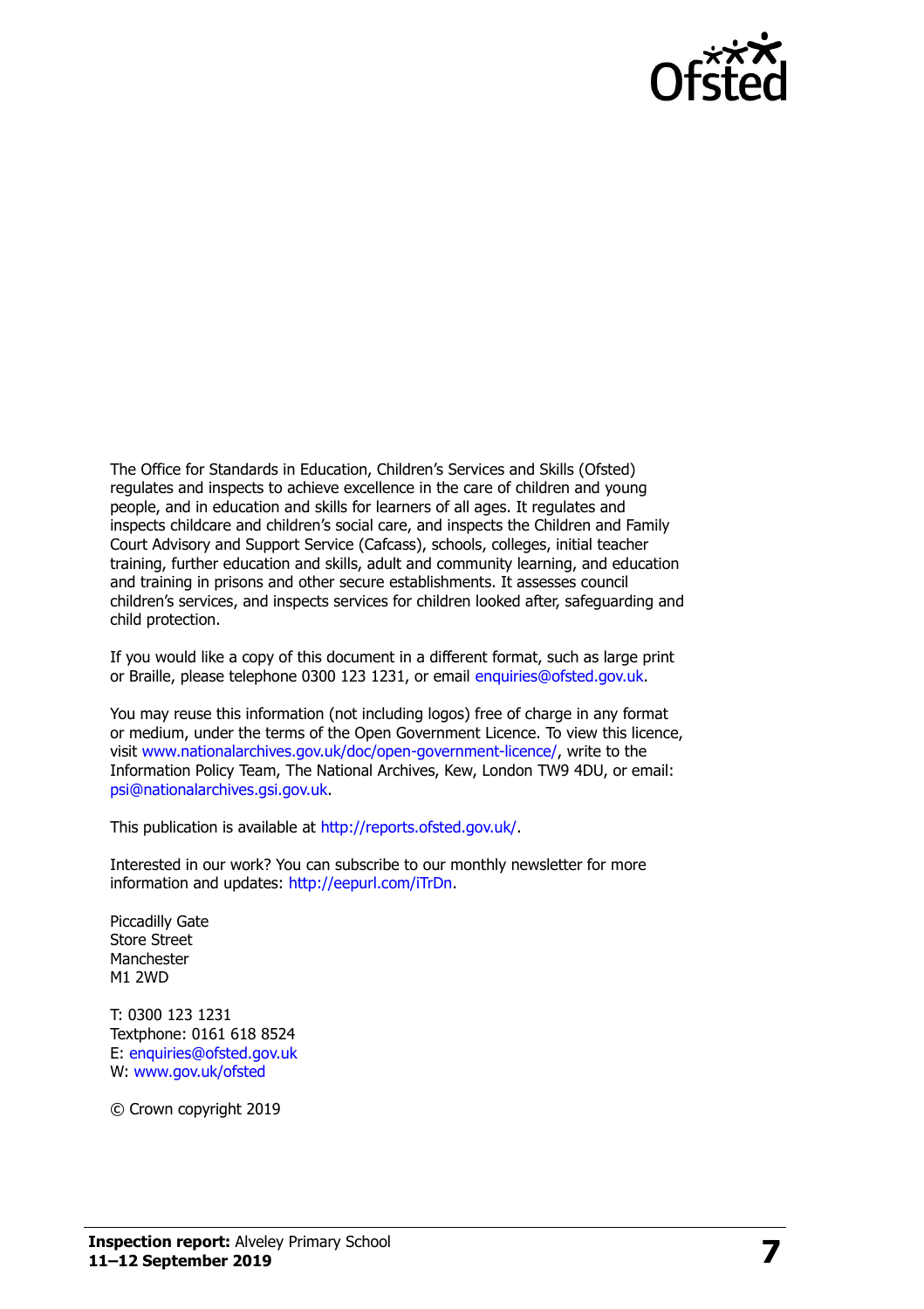The Office for Standards in Education, Children's Services and Skills (Ofsted) regulates and inspects to achieve excellence in the care of children and young people, and in education and skills for learners of all ages. It regulates and inspects childcare and children's social care, and inspects the Children and Family Court Advisory and Support Service (Cafcass), schools, colleges, initial teacher training, further education and skills, adult and community learning, and education and training in prisons and other secure establishments. It assesses council children's services, and inspects services for children looked after, safeguarding and child protection.

If you would like a copy of this document in a different format, such as large print or Braille, please telephone 0300 123 1231, or email enquiries@ofsted.gov.uk.

You may reuse this information (not including logos) free of charge in any format or medium, under the terms of the Open Government Licence. To view this licence, visit www.nationalarchives.gov.uk/doc/open-government-licence/, write to the Information Policy Team, The National Archives, Kew, London TW9 4DU, or email: psi@nationalarchives.gsi.gov.uk.

This publication is available at http://reports.ofsted.gov.uk/.

Interested in our work? You can subscribe to our monthly newsletter for more information and updates: http://eepurl.com/iTrDn.

Piccadilly Gate
Store Street
Manchester
M1 2WD

T: 0300 123 1231
Textphone: 0161 618 8524
E: enquiries@ofsted.gov.uk
W: www.gov.uk/ofsted

© Crown copyright 2019